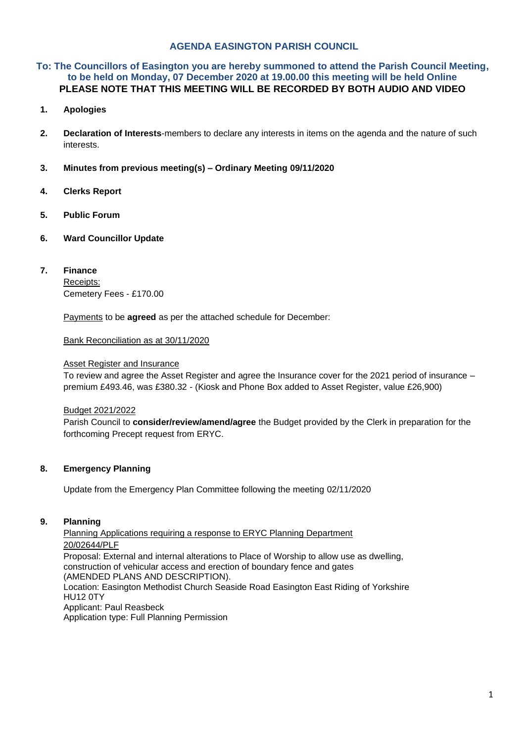# AGENDA EASINGTON PARISH COUNCIL

**To: The Councillors of Easington you are hereby summoned to attend the Parish Council Meeting, to be held on Monday, 07 December 2020 at 19.00.00 this meeting will be held Online**
**PLEASE NOTE THAT THIS MEETING WILL BE RECORDED BY BOTH AUDIO AND VIDEO**

1. **Apologies**

2. **Declaration of Interests**-members to declare any interests in items on the agenda and the nature of such interests.

3. **Minutes from previous meeting(s) – Ordinary Meeting 09/11/2020**

4. **Clerks Report**

5. **Public Forum**

6. **Ward Councillor Update**

7. **Finance**

   Receipts:
   Cemetery Fees - £170.00

   Payments to be **agreed** as per the attached schedule for December:

   Bank Reconciliation as at 30/11/2020

   Asset Register and Insurance
   To review and agree the Asset Register and agree the Insurance cover for the 2021 period of insurance – premium £493.46, was £380.32 - (Kiosk and Phone Box added to Asset Register, value £26,900)

   Budget 2021/2022
   Parish Council to **consider/review/amend/agree** the Budget provided by the Clerk in preparation for the forthcoming Precept request from ERYC.

8. **Emergency Planning**

   Update from the Emergency Plan Committee following the meeting 02/11/2020

9. **Planning**

   Planning Applications requiring a response to ERYC Planning Department
   20/02644/PLF
   Proposal: External and internal alterations to Place of Worship to allow use as dwelling, construction of vehicular access and erection of boundary fence and gates (AMENDED PLANS AND DESCRIPTION).
   Location: Easington Methodist Church Seaside Road Easington East Riding of Yorkshire HU12 0TY
   Applicant: Paul Reasbeck
   Application type: Full Planning Permission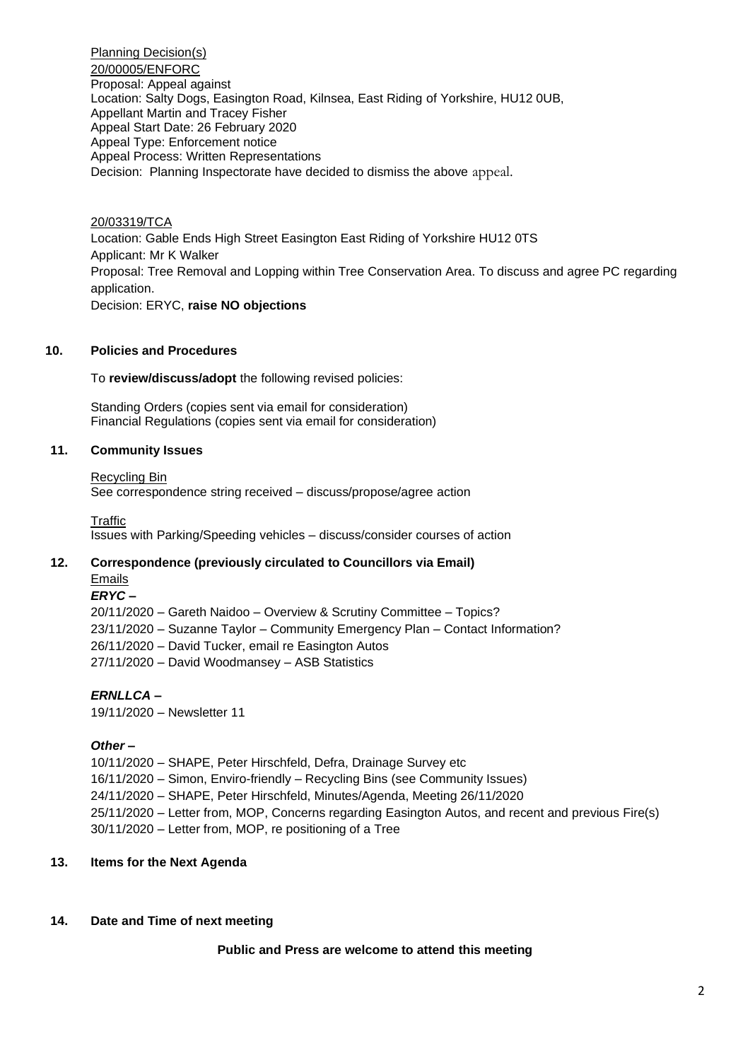Planning Decision(s)

20/00005/ENFORC
Proposal: Appeal against
Location: Salty Dogs, Easington Road, Kilnsea, East Riding of Yorkshire, HU12 0UB,
Appellant Martin and Tracey Fisher
Appeal Start Date: 26 February 2020
Appeal Type: Enforcement notice
Appeal Process: Written Representations
Decision: Planning Inspectorate have decided to dismiss the above appeal.

20/03319/TCA
Location: Gable Ends High Street Easington East Riding of Yorkshire HU12 0TS
Applicant: Mr K Walker
Proposal: Tree Removal and Lopping within Tree Conservation Area. To discuss and agree PC regarding application.
Decision: ERYC, **raise NO objections**

## 10. Policies and Procedures

To **review/discuss/adopt** the following revised policies:

Standing Orders (copies sent via email for consideration)
Financial Regulations (copies sent via email for consideration)

## 11. Community Issues

Recycling Bin
See correspondence string received – discuss/propose/agree action

Traffic
Issues with Parking/Speeding vehicles – discuss/consider courses of action

## 12. Correspondence (previously circulated to Councillors via Email)

Emails

***ERYC –***

20/11/2020 – Gareth Naidoo – Overview & Scrutiny Committee – Topics?
23/11/2020 – Suzanne Taylor – Community Emergency Plan – Contact Information?
26/11/2020 – David Tucker, email re Easington Autos
27/11/2020 – David Woodmansey – ASB Statistics

***ERNLLCA –***

19/11/2020 – Newsletter 11

***Other –***

10/11/2020 – SHAPE, Peter Hirschfeld, Defra, Drainage Survey etc
16/11/2020 – Simon, Enviro-friendly – Recycling Bins (see Community Issues)
24/11/2020 – SHAPE, Peter Hirschfeld, Minutes/Agenda, Meeting 26/11/2020
25/11/2020 – Letter from, MOP, Concerns regarding Easington Autos, and recent and previous Fire(s)
30/11/2020 – Letter from, MOP, re positioning of a Tree

## 13. Items for the Next Agenda

## 14. Date and Time of next meeting

**Public and Press are welcome to attend this meeting**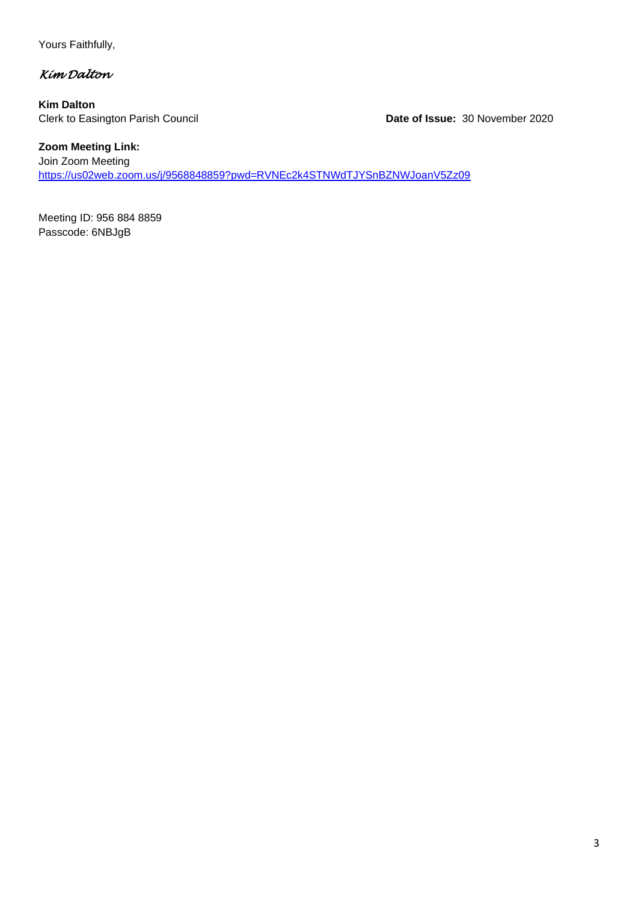Yours Faithfully,

*Kim Dalton*

**Kim Dalton**
Clerk to Easington Parish Council

**Date of Issue:** 30 November 2020

**Zoom Meeting Link:**
Join Zoom Meeting
https://us02web.zoom.us/j/9568848859?pwd=RVNEc2k4STNWdTJYSnBZNWJoanV5Zz09

Meeting ID: 956 884 8859
Passcode: 6NBJgB